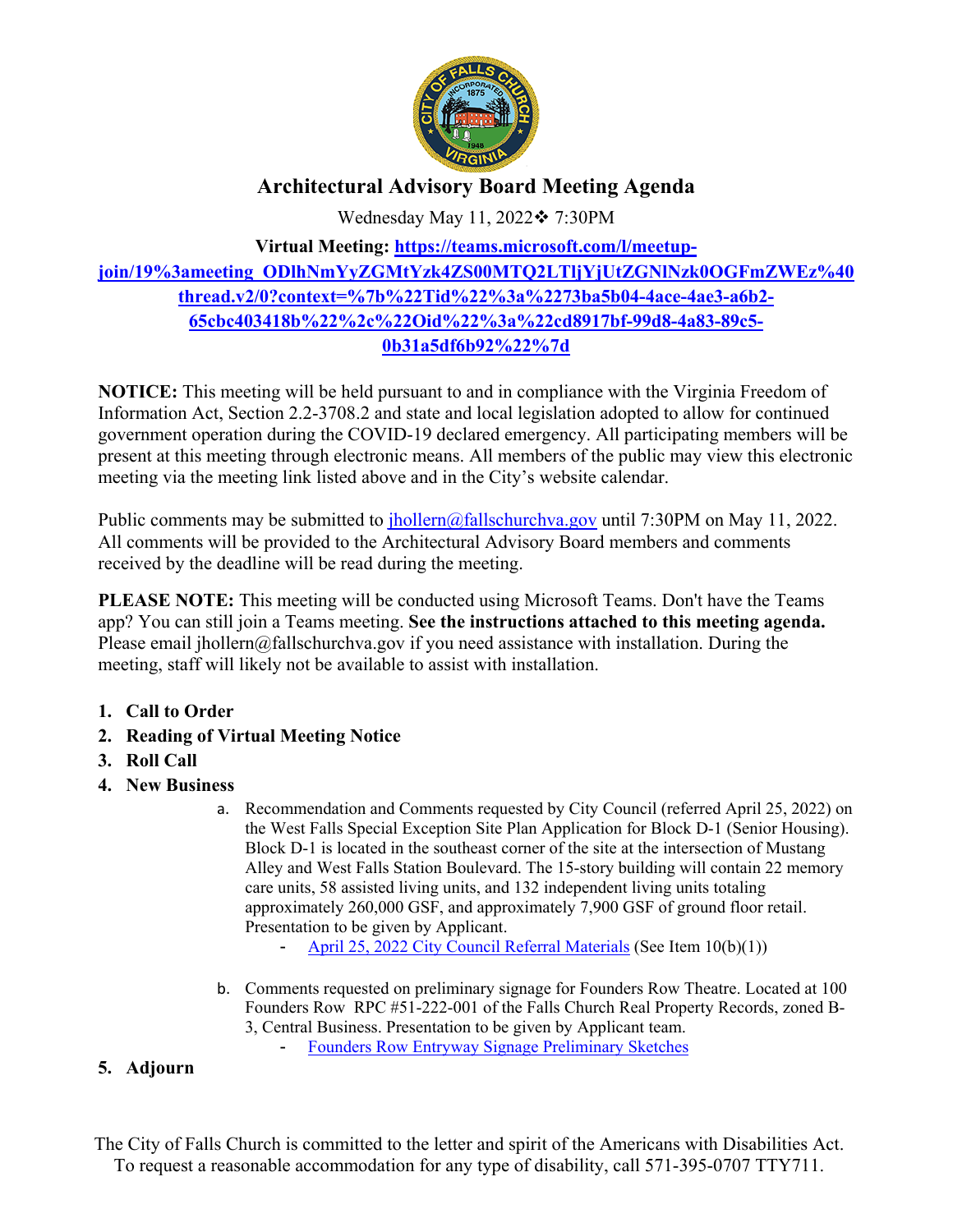# Architectural Advisory Board Meeting Agenda

Wednesday May 11, 2022❖ 7:30PM

**Virtual Meeting: [https://teams.microsoft.com/l/meetup-join/19%3ameeting_ODlhNmYyZGMtYzk4ZS00MTQ2LTljYjUtZGNlNzk0OGFmZWEz%40thread.v2/0?context=%7b%22Tid%22%3a%2273ba5b04-4ace-4ae3-a6b2-65cbc403418b%22%2c%22Oid%22%3a%22cd8917bf-99d8-4a83-89c5-0b31a5df6b92%22%7d](https://teams.microsoft.com/l/meetup-join/19%3ameeting_ODlhNmYyZGMtYzk4ZS00MTQ2LTljYjUtZGNlNzk0OGFmZWEz%40thread.v2/0?context=%7b%22Tid%22%3a%2273ba5b04-4ace-4ae3-a6b2-65cbc403418b%22%2c%22Oid%22%3a%22cd8917bf-99d8-4a83-89c5-0b31a5df6b92%22%7d)**

**NOTICE:** This meeting will be held pursuant to and in compliance with the Virginia Freedom of Information Act, Section 2.2-3708.2 and state and local legislation adopted to allow for continued government operation during the COVID-19 declared emergency. All participating members will be present at this meeting through electronic means. All members of the public may view this electronic meeting via the meeting link listed above and in the City's website calendar.

Public comments may be submitted to jhollern@fallschurchva.gov until 7:30PM on May 11, 2022. All comments will be provided to the Architectural Advisory Board members and comments received by the deadline will be read during the meeting.

**PLEASE NOTE:** This meeting will be conducted using Microsoft Teams. Don't have the Teams app? You can still join a Teams meeting. **See the instructions attached to this meeting agenda.** Please email jhollern@fallschurchva.gov if you need assistance with installation. During the meeting, staff will likely not be available to assist with installation.

1. **Call to Order**
2. **Reading of Virtual Meeting Notice**
3. **Roll Call**
4. **New Business**
   a. Recommendation and Comments requested by City Council (referred April 25, 2022) on the West Falls Special Exception Site Plan Application for Block D-1 (Senior Housing). Block D-1 is located in the southeast corner of the site at the intersection of Mustang Alley and West Falls Station Boulevard. The 15-story building will contain 22 memory care units, 58 assisted living units, and 132 independent living units totaling approximately 260,000 GSF, and approximately 7,900 GSF of ground floor retail. Presentation to be given by Applicant.
      - April 25, 2022 City Council Referral Materials (See Item 10(b)(1))

   b. Comments requested on preliminary signage for Founders Row Theatre. Located at 100 Founders Row RPC #51-222-001 of the Falls Church Real Property Records, zoned B-3, Central Business. Presentation to be given by Applicant team.
      - Founders Row Entryway Signage Preliminary Sketches
5. **Adjourn**

The City of Falls Church is committed to the letter and spirit of the Americans with Disabilities Act. To request a reasonable accommodation for any type of disability, call 571-395-0707 TTY711.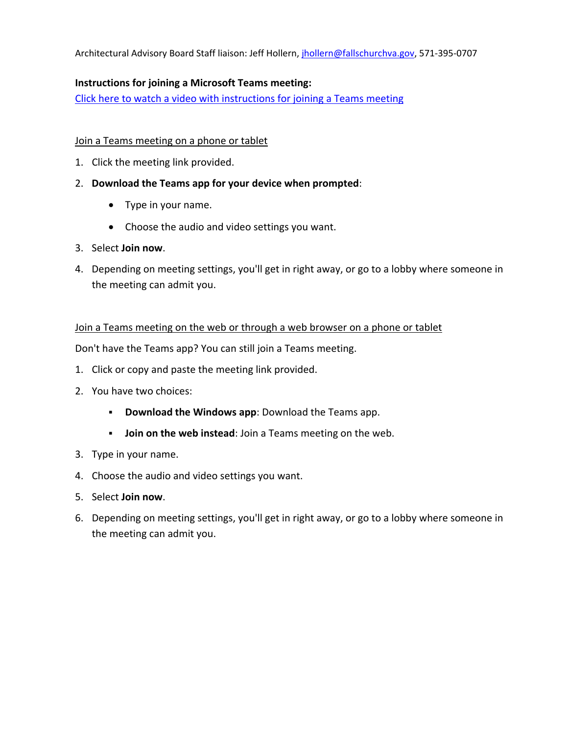Architectural Advisory Board Staff liaison: Jeff Hollern, jhollern@fallschurchva.gov, 571-395-0707

**Instructions for joining a Microsoft Teams meeting:**

Click here to watch a video with instructions for joining a Teams meeting

Join a Teams meeting on a phone or tablet

1. Click the meeting link provided.
2. **Download the Teams app for your device when prompted**:
   - Type in your name.
   - Choose the audio and video settings you want.
3. Select **Join now**.
4. Depending on meeting settings, you'll get in right away, or go to a lobby where someone in the meeting can admit you.

Join a Teams meeting on the web or through a web browser on a phone or tablet

Don't have the Teams app? You can still join a Teams meeting.

1. Click or copy and paste the meeting link provided.
2. You have two choices:
   - **Download the Windows app**: Download the Teams app.
   - **Join on the web instead**: Join a Teams meeting on the web.
3. Type in your name.
4. Choose the audio and video settings you want.
5. Select **Join now**.
6. Depending on meeting settings, you'll get in right away, or go to a lobby where someone in the meeting can admit you.